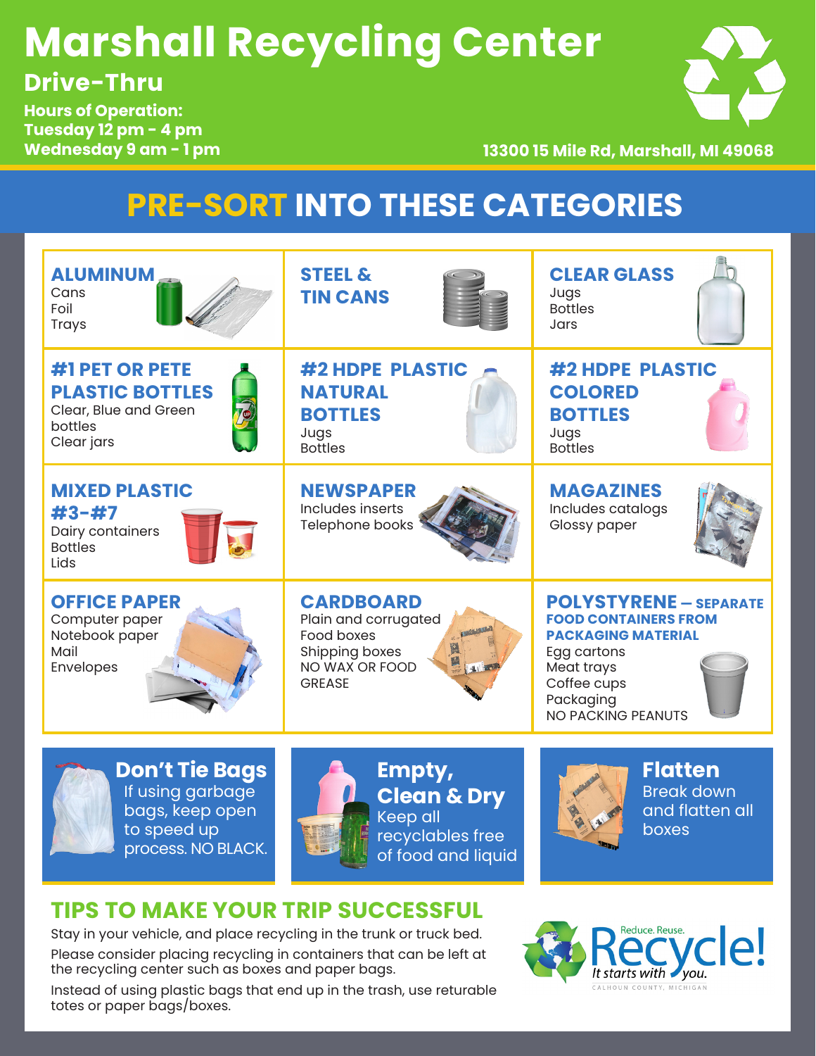# Marshall Recycling Center

## Drive-Thru

**Hours of Operation:**
**Tuesday 12 pm - 4 pm**
**Wednesday 9 am - 1 pm**

**13300 15 Mile Rd, Marshall, MI 49068**

## PRE-SORT INTO THESE CATEGORIES

### ALUMINUM
Cans
Foil
Trays

### STEEL & TIN CANS

### CLEAR GLASS
Jugs
Bottles
Jars

### #1 PET OR PETE PLASTIC BOTTLES
Clear, Blue and Green bottles
Clear jars

### #2 HDPE PLASTIC NATURAL BOTTLES
Jugs
Bottles

### #2 HDPE PLASTIC COLORED BOTTLES
Jugs
Bottles

### MIXED PLASTIC #3-#7
Dairy containers
Bottles
Lids

### NEWSPAPER
Includes inserts
Telephone books

### MAGAZINES
Includes catalogs
Glossy paper

### OFFICE PAPER
Computer paper
Notebook paper
Mail
Envelopes

### CARDBOARD
Plain and corrugated
Food boxes
Shipping boxes
NO WAX OR FOOD GREASE

### POLYSTYRENE – SEPARATE FOOD CONTAINERS FROM PACKAGING MATERIAL
Egg cartons
Meat trays
Coffee cups
Packaging
NO PACKING PEANUTS

### Don't Tie Bags
If using garbage bags, keep open to speed up process. NO BLACK.

### Empty, Clean & Dry
Keep all recyclables free of food and liquid

### Flatten
Break down and flatten all boxes

## TIPS TO MAKE YOUR TRIP SUCCESSFUL

Stay in your vehicle, and place recycling in the trunk or truck bed.

Please consider placing recycling in containers that can be left at the recycling center such as boxes and paper bags.

Instead of using plastic bags that end up in the trash, use returable totes or paper bags/boxes.

Reduce. Reuse. Recycle! It starts with you.
CALHOUN COUNTY, MICHIGAN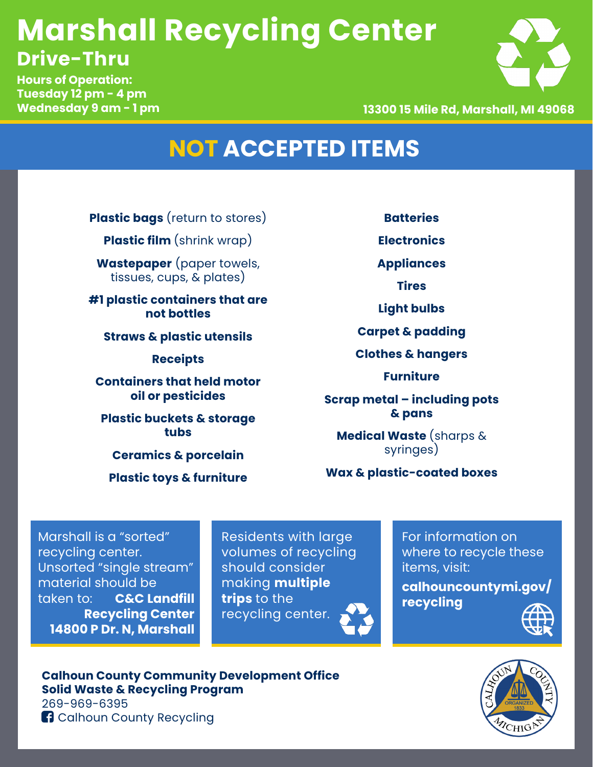# Marshall Recycling Center

## Drive-Thru

**Hours of Operation:**
**Tuesday 12 pm - 4 pm**
**Wednesday 9 am - 1 pm**

**13300 15 Mile Rd, Marshall, MI 49068**

## NOT ACCEPTED ITEMS

**Plastic bags** (return to stores)

**Plastic film** (shrink wrap)

**Wastepaper** (paper towels, tissues, cups, & plates)

**#1 plastic containers that are not bottles**

**Straws & plastic utensils**

**Receipts**

**Containers that held motor oil or pesticides**

**Plastic buckets & storage tubs**

**Ceramics & porcelain**

**Plastic toys & furniture**

**Batteries**

**Electronics**

**Appliances**

**Tires**

**Light bulbs**

**Carpet & padding**

**Clothes & hangers**

**Furniture**

**Scrap metal – including pots & pans**

**Medical Waste** (sharps & syringes)

**Wax & plastic-coated boxes**

Marshall is a "sorted" recycling center. Unsorted "single stream" material should be taken to: **C&C Landfill Recycling Center 14800 P Dr. N, Marshall**

Residents with large volumes of recycling should consider making **multiple trips** to the recycling center.

For information on where to recycle these items, visit:

**calhouncountymi.gov/recycling**

**Calhoun County Community Development Office**
**Solid Waste & Recycling Program**
269-969-6395
Calhoun County Recycling

CALHOUN COUNTY MICHIGAN ORGANIZED 1833